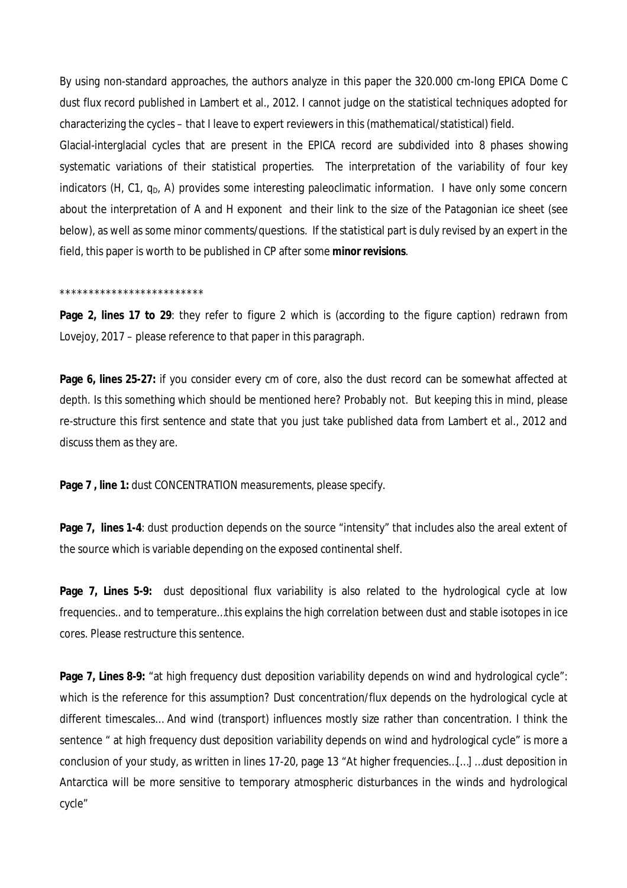By using non-standard approaches, the authors analyze in this paper the 320.000 cm-long EPICA Dome C dust flux record published in Lambert et al., 2012. I cannot judge on the statistical techniques adopted for characterizing the cycles – that I leave to expert reviewers in this (mathematical/statistical) field.

Glacial-interglacial cycles that are present in the EPICA record are subdivided into 8 phases showing systematic variations of their statistical properties. The interpretation of the variability of four key indicators (H, C1, $q_D$, A) provides some interesting paleoclimatic information. I have only some concern about the interpretation of A and H exponent and their link to the size of the Patagonian ice sheet (see below), as well as some minor comments/questions. If the statistical part is duly revised by an expert in the field, this paper is worth to be published in CP after some **minor revisions**.

*************************

**Page 2, lines 17 to 29**: they refer to figure 2 which is (according to the figure caption) redrawn from Lovejoy, 2017 – please reference to that paper in this paragraph.

**Page 6, lines 25-27:** if you consider every cm of core, also the dust record can be somewhat affected at depth. Is this something which should be mentioned here? Probably not. But keeping this in mind, please re-structure this first sentence and state that you just take published data from Lambert et al., 2012 and discuss them as they are.

**Page 7 , line 1:** dust CONCENTRATION measurements, please specify.

**Page 7, lines 1-4**: dust production depends on the source "intensity" that includes also the areal extent of the source which is variable depending on the exposed continental shelf.

**Page 7, Lines 5-9:** dust depositional flux variability is also related to the hydrological cycle at low frequencies.. and to temperature…this explains the high correlation between dust and stable isotopes in ice cores. Please restructure this sentence.

**Page 7, Lines 8-9:** "at high frequency dust deposition variability depends on wind and hydrological cycle": which is the reference for this assumption? Dust concentration/flux depends on the hydrological cycle at different timescales… And wind (transport) influences mostly size rather than concentration. I think the sentence " at high frequency dust deposition variability depends on wind and hydrological cycle" is more a conclusion of your study, as written in lines 17-20, page 13 "At higher frequencies…[…] …dust deposition in Antarctica will be more sensitive to temporary atmospheric disturbances in the winds and hydrological cycle"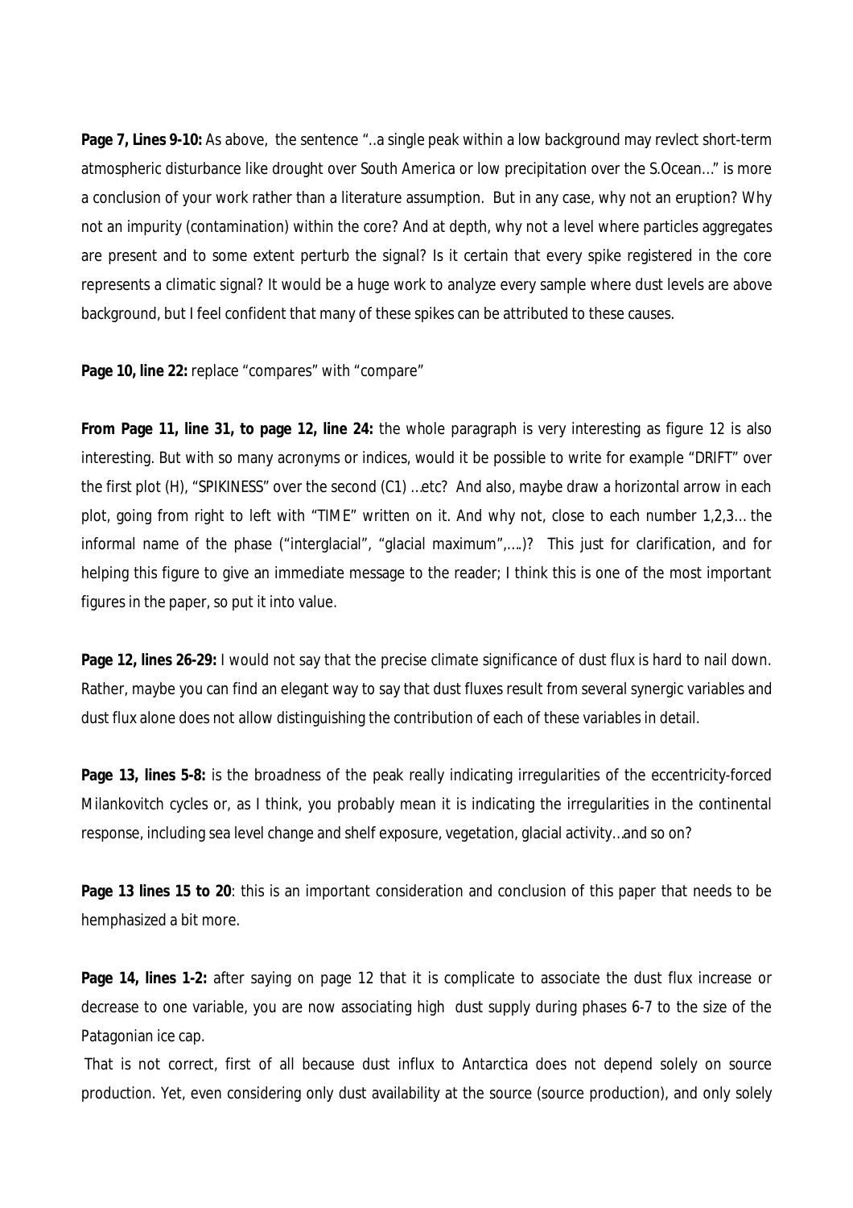**Page 7, Lines 9-10:** As above, the sentence "..a single peak within a low background may revlect short-term atmospheric disturbance like drought over South America or low precipitation over the S.Ocean..." is more a conclusion of your work rather than a literature assumption. But in any case, why not an eruption? Why not an impurity (contamination) within the core? And at depth, why not a level where particles aggregates are present and to some extent perturb the signal? Is it certain that every spike registered in the core represents a climatic signal? It would be a huge work to analyze every sample where dust levels are above background, but I feel confident that many of these spikes can be attributed to these causes.

**Page 10, line 22:** replace "compares" with "compare"

**From Page 11, line 31, to page 12, line 24:** the whole paragraph is very interesting as figure 12 is also interesting. But with so many acronyms or indices, would it be possible to write for example "DRIFT" over the first plot (H), "SPIKINESS" over the second (C1) ...etc? And also, maybe draw a horizontal arrow in each plot, going from right to left with "TIME" written on it. And why not, close to each number 1,2,3... the informal name of the phase ("interglacial", "glacial maximum",....)? This just for clarification, and for helping this figure to give an immediate message to the reader; I think this is one of the most important figures in the paper, so put it into value.

**Page 12, lines 26-29:** I would not say that the precise climate significance of dust flux is hard to nail down. Rather, maybe you can find an elegant way to say that dust fluxes result from several synergic variables and dust flux alone does not allow distinguishing the contribution of each of these variables in detail.

**Page 13, lines 5-8:** is the broadness of the peak really indicating irregularities of the eccentricity-forced Milankovitch cycles or, as I think, you probably mean it is indicating the irregularities in the continental response, including sea level change and shelf exposure, vegetation, glacial activity...and so on?

**Page 13 lines 15 to 20**: this is an important consideration and conclusion of this paper that needs to be hemphasized a bit more.

**Page 14, lines 1-2:** after saying on page 12 that it is complicate to associate the dust flux increase or decrease to one variable, you are now associating high dust supply during phases 6-7 to the size of the Patagonian ice cap.

That is not correct, first of all because dust influx to Antarctica does not depend solely on source production. Yet, even considering only dust availability at the source (source production), and only solely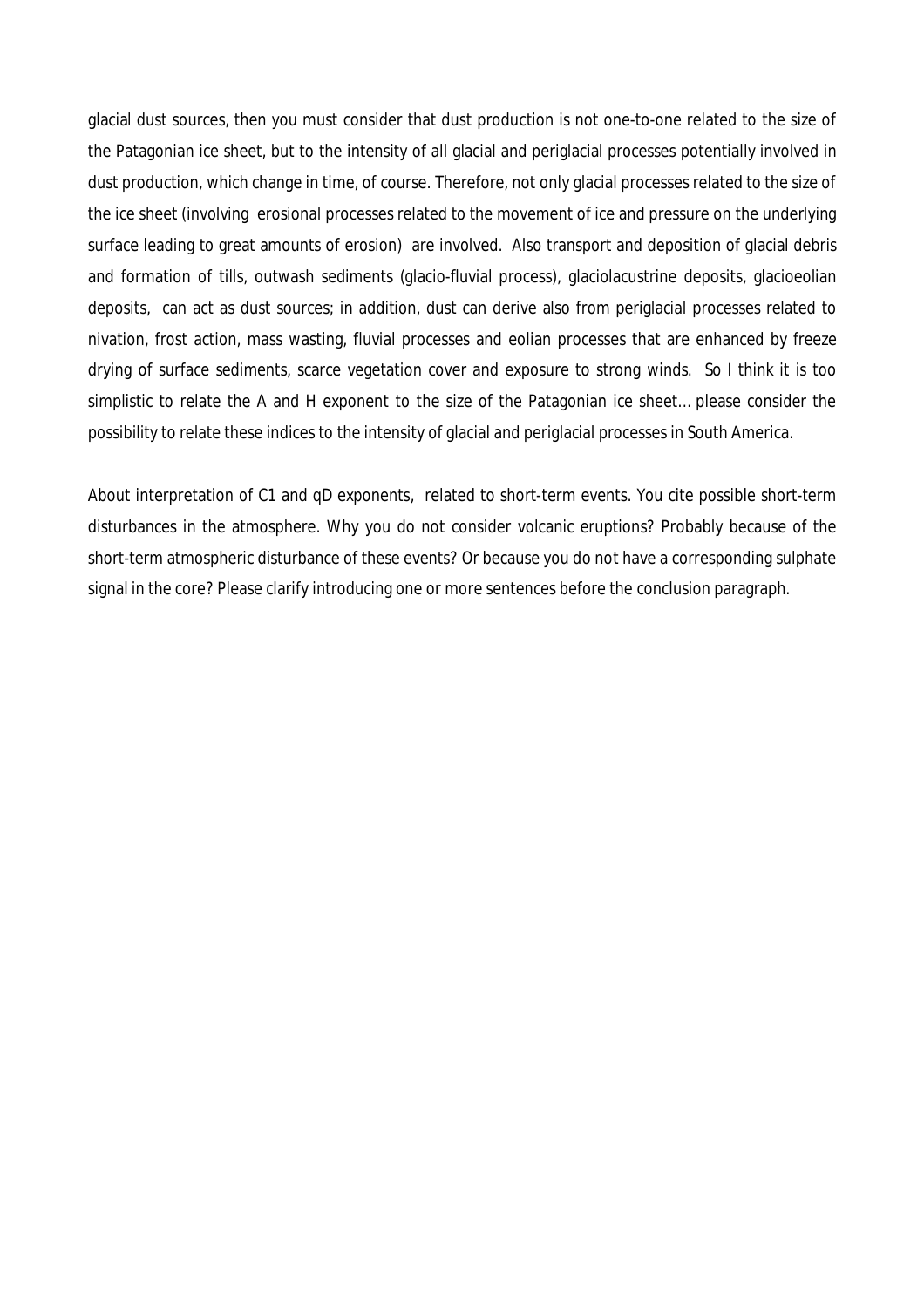glacial dust sources, then you must consider that dust production is not one-to-one related to the size of the Patagonian ice sheet, but to the intensity of all glacial and periglacial processes potentially involved in dust production, which change in time, of course. Therefore, not only glacial processes related to the size of the ice sheet (involving erosional processes related to the movement of ice and pressure on the underlying surface leading to great amounts of erosion) are involved. Also transport and deposition of glacial debris and formation of tills, outwash sediments (glacio-fluvial process), glaciolacustrine deposits, glacioeolian deposits, can act as dust sources; in addition, dust can derive also from periglacial processes related to nivation, frost action, mass wasting, fluvial processes and eolian processes that are enhanced by freeze drying of surface sediments, scarce vegetation cover and exposure to strong winds. So I think it is too simplistic to relate the A and H exponent to the size of the Patagonian ice sheet… please consider the possibility to relate these indices to the intensity of glacial and periglacial processes in South America.

About interpretation of C1 and qD exponents, related to short-term events. You cite possible short-term disturbances in the atmosphere. Why you do not consider volcanic eruptions? Probably because of the short-term atmospheric disturbance of these events? Or because you do not have a corresponding sulphate signal in the core? Please clarify introducing one or more sentences before the conclusion paragraph.